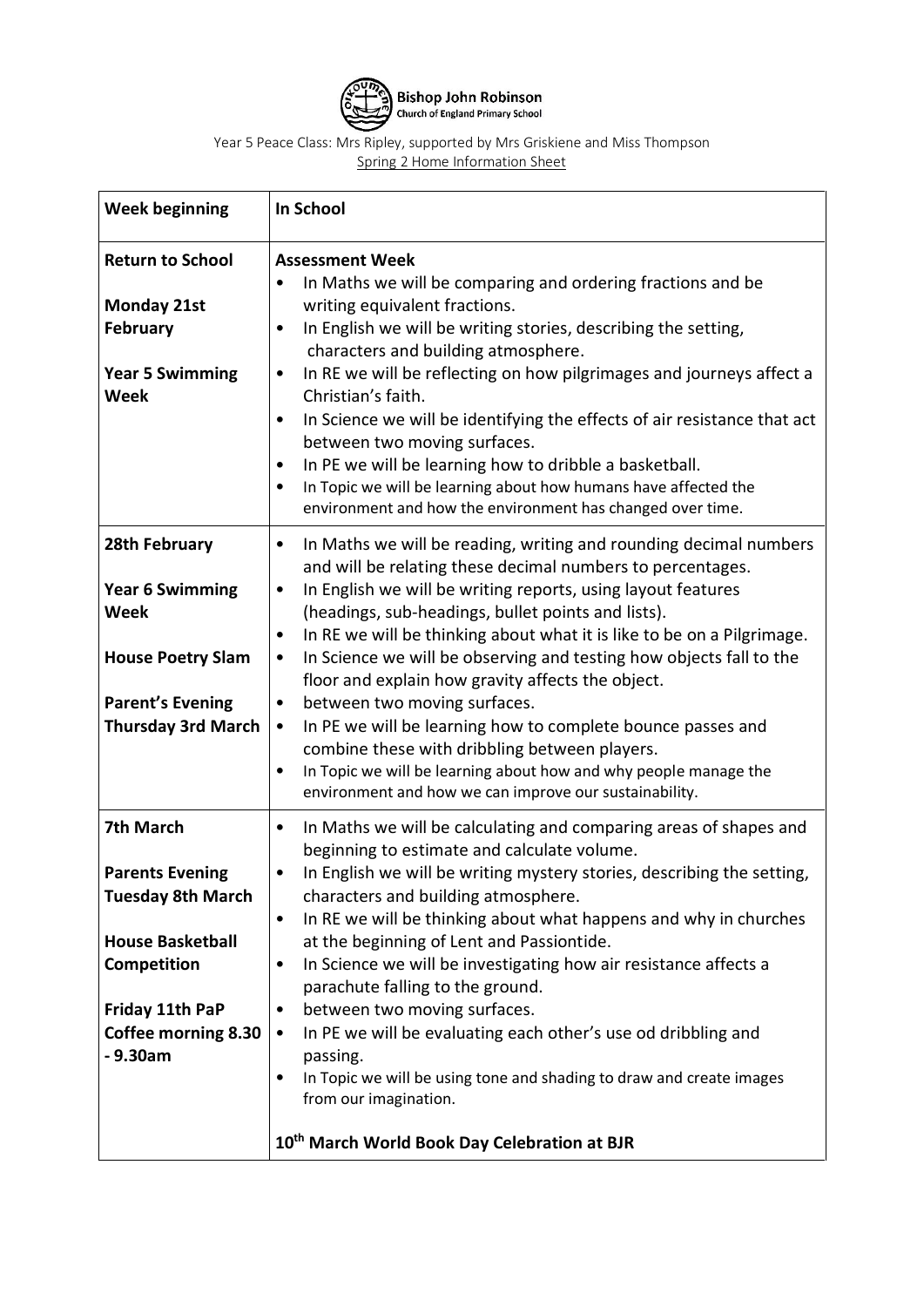**Bishop John Robinson**
Church of England Primary School

Year 5 Peace Class: Mrs Ripley, supported by Mrs Griskiene and Miss Thompson

Spring 2 Home Information Sheet

| **Week beginning** | **In School** |
| --- | --- |
| **Return to School**<br><br>**Monday 21st February**<br><br>**Year 5 Swimming Week** | **Assessment Week**<br>• In Maths we will be comparing and ordering fractions and be writing equivalent fractions.<br>• In English we will be writing stories, describing the setting, characters and building atmosphere.<br>• In RE we will be reflecting on how pilgrimages and journeys affect a Christian's faith.<br>• In Science we will be identifying the effects of air resistance that act between two moving surfaces.<br>• In PE we will be learning how to dribble a basketball.<br>• In Topic we will be learning about how humans have affected the environment and how the environment has changed over time. |
| **28th February**<br><br>**Year 6 Swimming Week**<br><br>**House Poetry Slam**<br><br>**Parent's Evening Thursday 3rd March** | • In Maths we will be reading, writing and rounding decimal numbers and will be relating these decimal numbers to percentages.<br>• In English we will be writing reports, using layout features (headings, sub-headings, bullet points and lists).<br>• In RE we will be thinking about what it is like to be on a Pilgrimage.<br>• In Science we will be observing and testing how objects fall to the floor and explain how gravity affects the object.<br>• between two moving surfaces.<br>• In PE we will be learning how to complete bounce passes and combine these with dribbling between players.<br>• In Topic we will be learning about how and why people manage the environment and how we can improve our sustainability. |
| **7th March**<br><br>**Parents Evening Tuesday 8th March**<br><br>**House Basketball Competition**<br><br>**Friday 11th PaP Coffee morning 8.30 - 9.30am** | • In Maths we will be calculating and comparing areas of shapes and beginning to estimate and calculate volume.<br>• In English we will be writing mystery stories, describing the setting, characters and building atmosphere.<br>• In RE we will be thinking about what happens and why in churches at the beginning of Lent and Passiontide.<br>• In Science we will be investigating how air resistance affects a parachute falling to the ground.<br>• between two moving surfaces.<br>• In PE we will be evaluating each other's use od dribbling and passing.<br>• In Topic we will be using tone and shading to draw and create images from our imagination.<br><br>**10th March World Book Day Celebration at BJR** |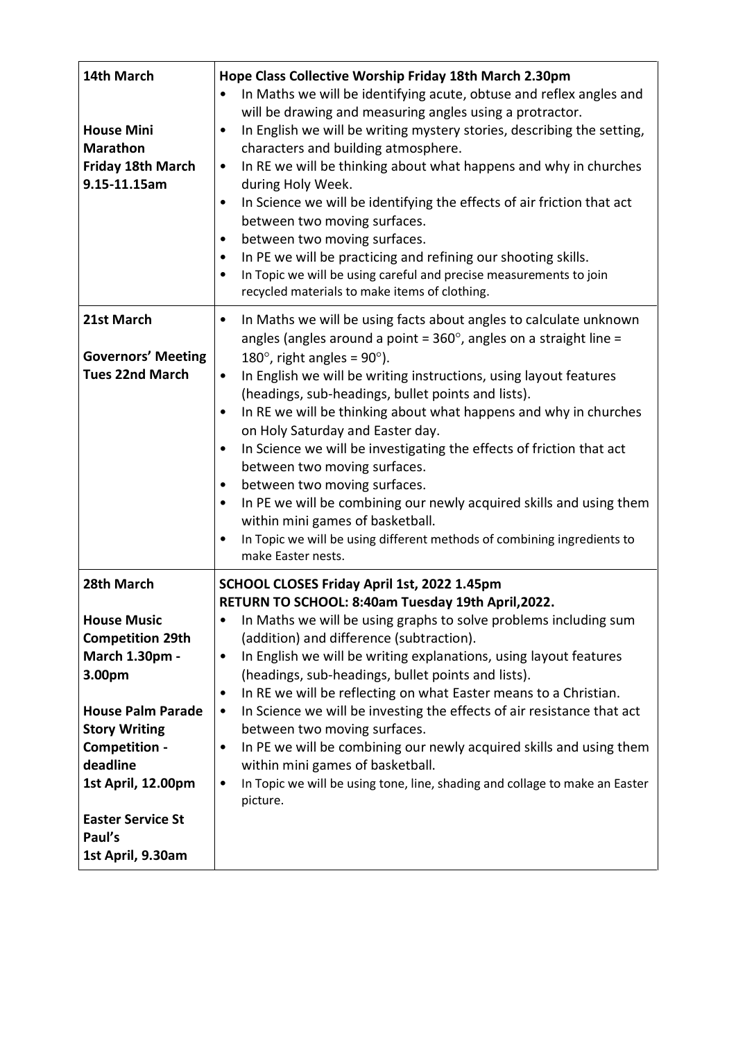| | |
|---|---|
| **14th March**<br><br>**House Mini Marathon Friday 18th March 9.15-11.15am** | **Hope Class Collective Worship Friday 18th March 2.30pm**<br>• In Maths we will be identifying acute, obtuse and reflex angles and will be drawing and measuring angles using a protractor.<br>• In English we will be writing mystery stories, describing the setting, characters and building atmosphere.<br>• In RE we will be thinking about what happens and why in churches during Holy Week.<br>• In Science we will be identifying the effects of air friction that act between two moving surfaces.<br>• between two moving surfaces.<br>• In PE we will be practicing and refining our shooting skills.<br>• In Topic we will be using careful and precise measurements to join recycled materials to make items of clothing. |
| **21st March**<br><br>**Governors' Meeting Tues 22nd March** | • In Maths we will be using facts about angles to calculate unknown angles (angles around a point = 360°, angles on a straight line = 180°, right angles = 90°).<br>• In English we will be writing instructions, using layout features (headings, sub-headings, bullet points and lists).<br>• In RE we will be thinking about what happens and why in churches on Holy Saturday and Easter day.<br>• In Science we will be investigating the effects of friction that act between two moving surfaces.<br>• between two moving surfaces.<br>• In PE we will be combining our newly acquired skills and using them within mini games of basketball.<br>• In Topic we will be using different methods of combining ingredients to make Easter nests. |
| **28th March**<br><br>**House Music Competition 29th March 1.30pm - 3.00pm**<br><br>**House Palm Parade Story Writing Competition - deadline 1st April, 12.00pm**<br><br>**Easter Service St Paul's 1st April, 9.30am** | **SCHOOL CLOSES Friday April 1st, 2022 1.45pm**<br>**RETURN TO SCHOOL: 8:40am Tuesday 19th April,2022.**<br>• In Maths we will be using graphs to solve problems including sum (addition) and difference (subtraction).<br>• In English we will be writing explanations, using layout features (headings, sub-headings, bullet points and lists).<br>• In RE we will be reflecting on what Easter means to a Christian.<br>• In Science we will be investing the effects of air resistance that act between two moving surfaces.<br>• In PE we will be combining our newly acquired skills and using them within mini games of basketball.<br>• In Topic we will be using tone, line, shading and collage to make an Easter picture. |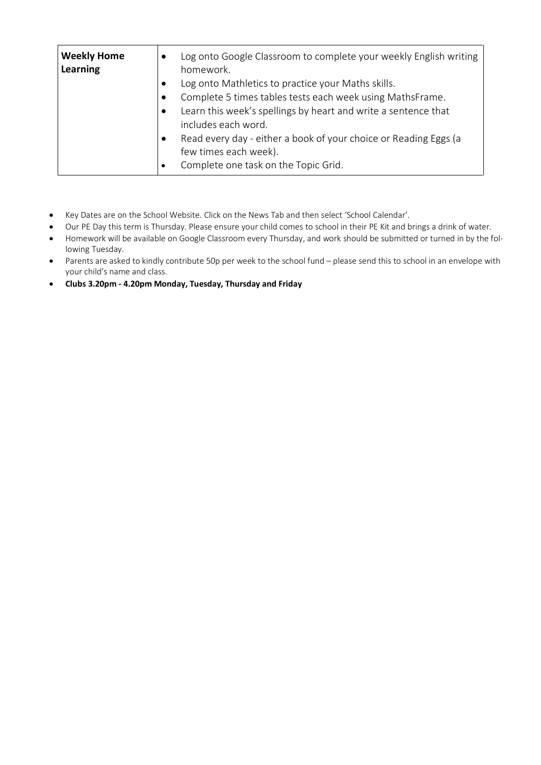| | |
|---|---|
| **Weekly Home Learning** | • Log onto Google Classroom to complete your weekly English writing homework.<br>• Log onto Mathletics to practice your Maths skills.<br>• Complete 5 times tables tests each week using MathsFrame.<br>• Learn this week's spellings by heart and write a sentence that includes each word.<br>• Read every day - either a book of your choice or Reading Eggs (a few times each week).<br>• Complete one task on the Topic Grid. |

- Key Dates are on the School Website. Click on the News Tab and then select 'School Calendar'.
- Our PE Day this term is Thursday. Please ensure your child comes to school in their PE Kit and brings a drink of water.
- Homework will be available on Google Classroom every Thursday, and work should be submitted or turned in by the following Tuesday.
- Parents are asked to kindly contribute 50p per week to the school fund – please send this to school in an envelope with your child's name and class.
- **Clubs 3.20pm - 4.20pm Monday, Tuesday, Thursday and Friday**